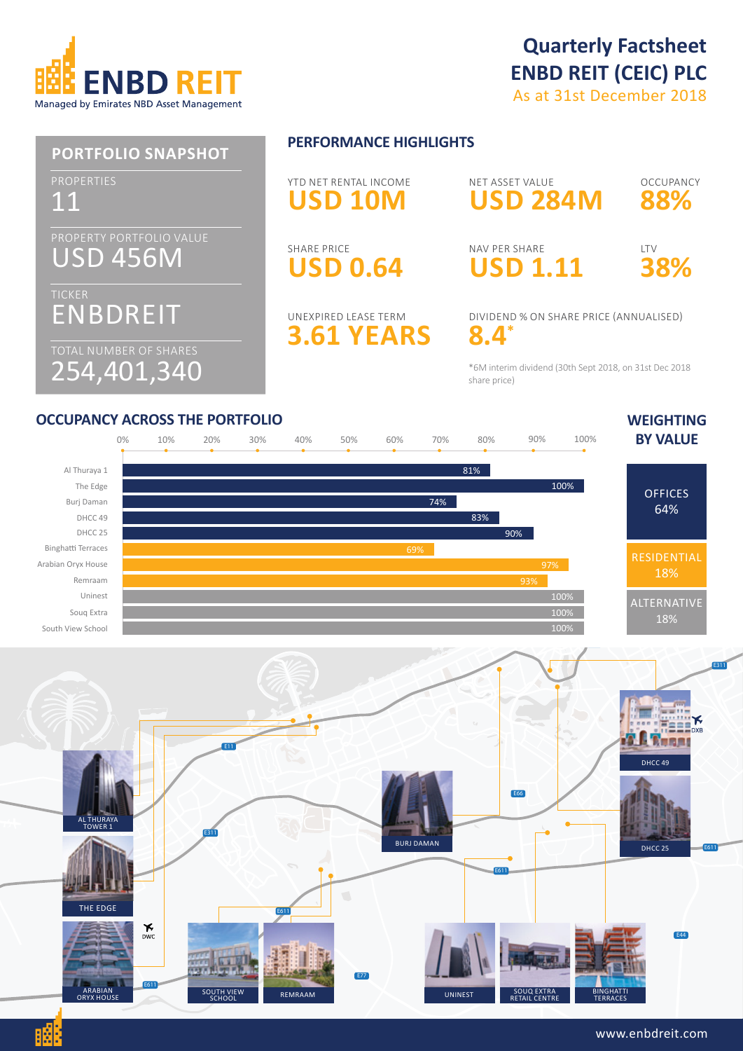# ENBD REIT

Managed by Emirates NBD Asset Management

## Quarterly Factsheet
## ENBD REIT (CEIC) PLC
As at 31st December 2018

## PORTFOLIO SNAPSHOT

PROPERTIES
11

PROPERTY PORTFOLIO VALUE
USD 456M

TICKER
ENBDREIT

TOTAL NUMBER OF SHARES
254,401,340

## PERFORMANCE HIGHLIGHTS

YTD NET RENTAL INCOME
**USD 10M**

NET ASSET VALUE
**USD 284M**

OCCUPANCY
**88%**

SHARE PRICE
**USD 0.64**

NAV PER SHARE
**USD 1.11**

LTV
**38%**

UNEXPIRED LEASE TERM
**3.61 YEARS**

DIVIDEND % ON SHARE PRICE (ANNUALISED)
**8.4***

*6M interim dividend (30th Sept 2018, on 31st Dec 2018 share price)

## OCCUPANCY ACROSS THE PORTFOLIO

| Property | Occupancy |
|---|---|
| Al Thuraya 1 | 81% |
| The Edge | 100% |
| Burj Daman | 74% |
| DHCC 49 | 83% |
| DHCC 25 | 90% |
| Binghatti Terraces | 69% |
| Arabian Oryx House | 97% |
| Remraam | 93% |
| Uninest | 100% |
| Souq Extra | 100% |
| South View School | 100% |

## WEIGHTING BY VALUE

| Sector | Weighting |
|---|---|
| OFFICES | 64% |
| RESIDENTIAL | 18% |
| ALTERNATIVE | 18% |

AL THURAYA TOWER 1 · THE EDGE · ARABIAN ORYX HOUSE · SOUTH VIEW SCHOOL · REMRAAM · BURJ DAMAN · UNINEST · SOUQ EXTRA RETAIL CENTRE · BINGHATTI TERRACES · DHCC 49 · DHCC 25

www.enbdreit.com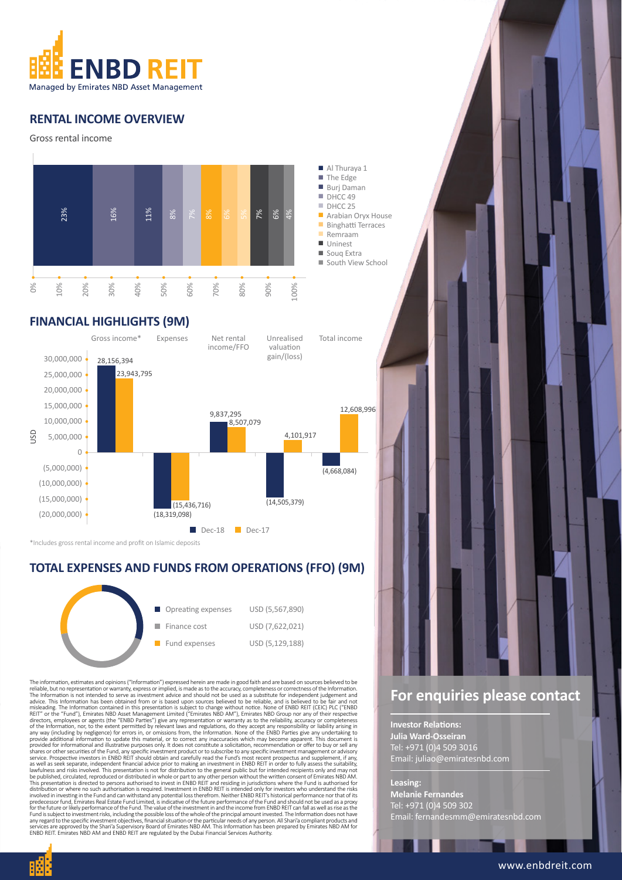# ENBD REIT

Managed by Emirates NBD Asset Management

## RENTAL INCOME OVERVIEW

Gross rental income

23%
16%
11%
8%
7%
8%
6%
5%
7%
6%
4%

0% 10% 20% 30% 40% 50% 60% 70% 80% 90% 100%

- Al Thuraya 1
- The Edge
- Burj Daman
- DHCC 49
- DHCC 25
- Arabian Oryx House
- Binghatti Terraces
- Remraam
- Uninest
- Souq Extra
- South View School

## FINANCIAL HIGHLIGHTS (9M)

Gross income* | Expenses | Net rental income/FFO | Unrealised valuation gain/(loss) | Total income

USD

30,000,000
25,000,000
20,000,000
15,000,000
10,000,000
5,000,000
0
(5,000,000)
(10,000,000)
(15,000,000)
(20,000,000)

28,156,394
23,943,795
(18,319,098)
(15,436,716)
9,837,295
8,507,079
(14,505,379)
4,101,917
(4,668,084)
12,608,996

Dec-18 Dec-17

*Includes gross rental income and profit on Islamic deposits

## TOTAL EXPENSES AND FUNDS FROM OPERATIONS (FFO) (9M)

Opreating expenses USD (5,567,890)

Finance cost USD (7,622,021)

Fund expenses USD (5,129,188)

The information, estimates and opinions ("Information") expressed herein are made in good faith and are based on sources believed to be reliable, but no representation or warranty, express or implied, is made as to the accuracy, completeness or correctness of the Information. The Information is not intended to serve as investment advice and should not be used as a substitute for independent judgement and advice. This Information has been obtained from or is based upon sources believed to be reliable, and is believed to be fair and not misleading. The Information contained in this presentation is subject to change without notice. None of ENBD REIT (CEIC) PLC ("ENBD REIT" or the "Fund"), Emirates NBD Asset Management Limited ("Emirates NBD AM"), Emirates NBD Group nor any of their respective directors, employees or agents (the "ENBD Parties") give any representation or warranty as to the reliability, accuracy or completeness of the Information, nor, to the extent permitted by relevant laws and regulations, do they accept any responsibility or liability arising in any way (including by negligence) for errors in, or omissions from, the Information. None of the ENBD Parties give any undertaking to provide additional information to update this material, or to correct any inaccuracies which may become apparent. This document is provided for informational and illustrative purposes only. It does not constitute a solicitation, recommendation or offer to buy or sell any shares or other securities of the Fund, any specific investment product or to subscribe to any specific investment management or advisory service. Prospective investors in ENBD REIT should obtain and carefully read the Fund's most recent prospectus and supplement, if any, as well as seek separate, independent financial advice prior to making an investment in ENBD REIT in order to fully assess the suitability, lawfulness and risks involved. This presentation is not for distribution to the general public but for intended recipients only and may not be published, circulated, reproduced or distributed in whole or part to any other person without the written consent of Emirates NBD AM. This presentation is directed to persons authorised to invest in ENBD REIT and residing in jurisdictions where the Fund is authorised for distribution or where no such authorisation is required. Investment in ENBD REIT is intended only for investors who understand the risks involved in investing in the Fund and can withstand any potential loss therefrom. Neither ENBD REIT's historical performance nor that of its predecessor fund, Emirates Real Estate Fund Limited, is indicative of the future performance of the Fund and should not be used as a proxy for the future or likely performance of the Fund. The value of the investment in and the income from ENBD REIT can fall as well as rise as the Fund is subject to investment risks, including the possible loss of the whole of the principal amount invested. The Information does not have any regard to the specific investment objectives, financial situation or the particular needs of any person. All Shari'a compliant products and services are approved by the Shari'a Supervisory Board of Emirates NBD AM. This Information has been prepared by Emirates NBD AM for ENBD REIT. Emirates NBD AM and ENBD REIT are regulated by the Dubai Financial Services Authority.

## For enquiries please contact

**Investor Relations:**
**Julia Ward-Osseiran**
Tel: +971 (0)4 509 3016
Email: juliao@emiratesnbd.com

**Leasing:**
**Melanie Fernandes**
Tel: +971 (0)4 509 302
Email: fernandesmm@emiratesnbd.com

www.enbdreit.com